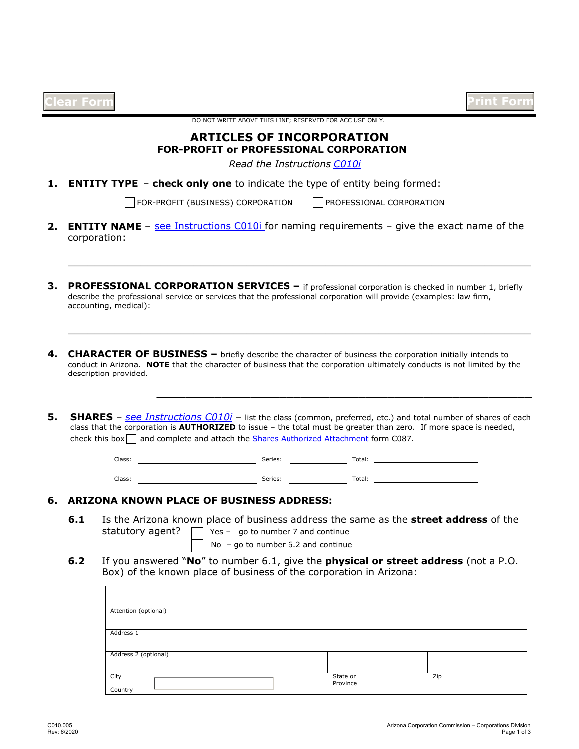Clear Form | Print Form

DO NOT WRITE ABOVE THIS LINE; RESERVED FOR ACC USE ONLY.

# ARTICLES OF INCORPORATION
## FOR-PROFIT or PROFESSIONAL CORPORATION

*Read the Instructions C010i*

**1. ENTITY TYPE** – **check only one** to indicate the type of entity being formed:

☐ FOR-PROFIT (BUSINESS) CORPORATION ☐ PROFESSIONAL CORPORATION

**2. ENTITY NAME** – see Instructions C010i for naming requirements – give the exact name of the corporation:

_______________________________________________________________

**3. PROFESSIONAL CORPORATION SERVICES –** if professional corporation is checked in number 1, briefly describe the professional service or services that the professional corporation will provide (examples: law firm, accounting, medical):

_______________________________________________________________

**4. CHARACTER OF BUSINESS –** briefly describe the character of business the corporation initially intends to conduct in Arizona. **NOTE** that the character of business that the corporation ultimately conducts is not limited by the description provided.

_______________________________________________________________

**5. SHARES** – *see Instructions C010i* – list the class (common, preferred, etc.) and total number of shares of each class that the corporation is **AUTHORIZED** to issue – the total must be greater than zero. If more space is needed, check this box ☐ and complete and attach the Shares Authorized Attachment form C087.

Class: ____________________ Series: __________ Total: ______________

Class: ____________________ Series: __________ Total: ______________

**6. ARIZONA KNOWN PLACE OF BUSINESS ADDRESS:**

**6.1** Is the Arizona known place of business address the same as the **street address** of the statutory agent?

☐ Yes – go to number 7 and continue

☐ No – go to number 6.2 and continue

**6.2** If you answered "**No**" to number 6.1, give the **physical or street address** (not a P.O. Box) of the known place of business of the corporation in Arizona:

| | | |
|---|---|---|
| Attention (optional) | | |
| Address 1 | | |
| Address 2 (optional) | | |
| City | State or Province | Zip |
| Country | | |

C010.005
Rev: 6/2020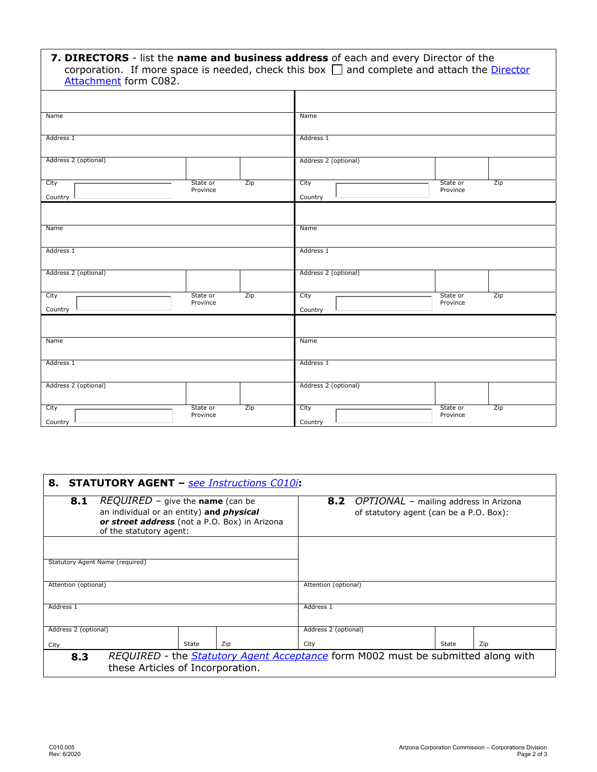**7. DIRECTORS** - list the **name and business address** of each and every Director of the corporation. If more space is needed, check this box ☐ and complete and attach the Director Attachment form C082.

| | |
|---|---|
| Name | Name |
| Address 1 | Address 1 |
| Address 2 (optional) | Address 2 (optional) |
| City / State or Province / Zip | City / State or Province / Zip |
| Country | Country |

| | |
|---|---|
| Name | Name |
| Address 1 | Address 1 |
| Address 2 (optional) | Address 2 (optional) |
| City / State or Province / Zip | City / State or Province / Zip |
| Country | Country |

| | |
|---|---|
| Name | Name |
| Address 1 | Address 1 |
| Address 2 (optional) | Address 2 (optional) |
| City / State or Province / Zip | City / State or Province / Zip |
| Country | Country |

**8. STATUTORY AGENT –** *see Instructions C010i*:

| **8.1** *REQUIRED* – give the **name** (can be an individual or an entity) **and** ***physical or street address*** (not a P.O. Box) in Arizona of the statutory agent: | **8.2** *OPTIONAL* – mailing address in Arizona of statutory agent (can be a P.O. Box): |
|---|---|
| Statutory Agent Name (required) | |
| Attention (optional) | Attention (optional) |
| Address 1 | Address 1 |
| Address 2 (optional) | Address 2 (optional) |
| City / State / Zip | City / State / Zip |

**8.3** *REQUIRED* - the *Statutory Agent Acceptance* form M002 must be submitted along with these Articles of Incorporation.

C010.005
Rev: 6/2020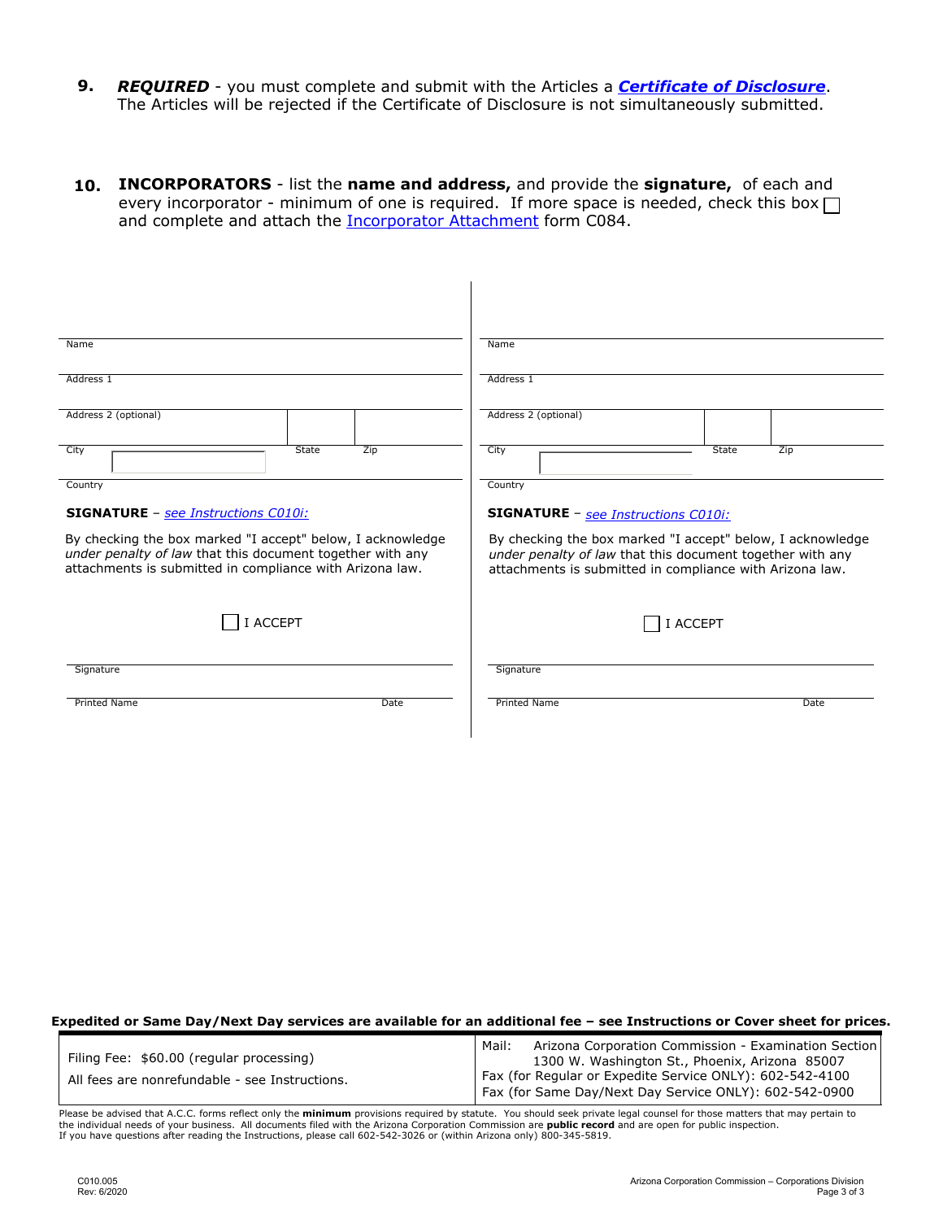9. ***REQUIRED*** - you must complete and submit with the Articles a ***Certificate of Disclosure***. The Articles will be rejected if the Certificate of Disclosure is not simultaneously submitted.

10. **INCORPORATORS** - list the **name and address,** and provide the **signature,** of each and every incorporator - minimum of one is required. If more space is needed, check this box ☐ and complete and attach the Incorporator Attachment form C084.

Name

Address 1

Address 2 (optional)

City State Zip

Country

**SIGNATURE** – *see Instructions C010i:*

By checking the box marked "I accept" below, I acknowledge *under penalty of law* that this document together with any attachments is submitted in compliance with Arizona law.

☐ I ACCEPT

Signature

Printed Name Date

Name

Address 1

Address 2 (optional)

City State Zip

Country

**SIGNATURE** – *see Instructions C010i:*

By checking the box marked "I accept" below, I acknowledge *under penalty of law* that this document together with any attachments is submitted in compliance with Arizona law.

☐ I ACCEPT

Signature

Printed Name Date

**Expedited or Same Day/Next Day services are available for an additional fee – see Instructions or Cover sheet for prices.**

| | |
|---|---|
| Filing Fee: $60.00 (regular processing)<br>All fees are nonrefundable - see Instructions. | Mail: Arizona Corporation Commission - Examination Section<br>1300 W. Washington St., Phoenix, Arizona 85007<br>Fax (for Regular or Expedite Service ONLY): 602-542-4100<br>Fax (for Same Day/Next Day Service ONLY): 602-542-0900 |

Please be advised that A.C.C. forms reflect only the **minimum** provisions required by statute. You should seek private legal counsel for those matters that may pertain to the individual needs of your business. All documents filed with the Arizona Corporation Commission are **public record** and are open for public inspection.
If you have questions after reading the Instructions, please call 602-542-3026 or (within Arizona only) 800-345-5819.

C010.005
Rev: 6/2020

Arizona Corporation Commission – Corporations Division